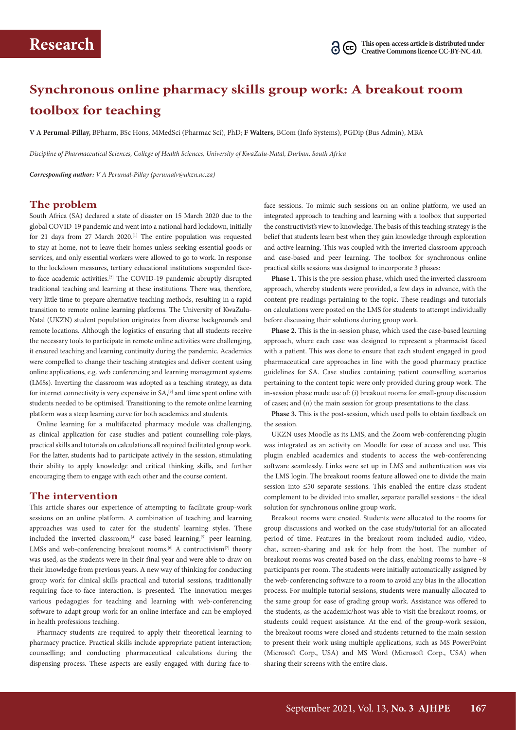# Research

This open-access article is distributed under Creative Commons licence CC-BY-NC 4.0.

# Synchronous online pharmacy skills group work: A breakout room toolbox for teaching

**V A Perumal-Pillay,** BPharm, BSc Hons, MMedSci (Pharmac Sci), PhD; **F Walters,** BCom (Info Systems), PGDip (Bus Admin), MBA

*Discipline of Pharmaceutical Sciences, College of Health Sciences, University of KwaZulu-Natal, Durban, South Africa*

***Corresponding author:*** *V A Perumal-Pillay (perumalv@ukzn.ac.za)*

## The problem

South Africa (SA) declared a state of disaster on 15 March 2020 due to the global COVID-19 pandemic and went into a national hard lockdown, initially for 21 days from 27 March 2020.[1] The entire population was requested to stay at home, not to leave their homes unless seeking essential goods or services, and only essential workers were allowed to go to work. In response to the lockdown measures, tertiary educational institutions suspended face-to-face academic activities.[2] The COVID-19 pandemic abruptly disrupted traditional teaching and learning at these institutions. There was, therefore, very little time to prepare alternative teaching methods, resulting in a rapid transition to remote online learning platforms. The University of KwaZulu-Natal (UKZN) student population originates from diverse backgrounds and remote locations. Although the logistics of ensuring that all students receive the necessary tools to participate in remote online activities were challenging, it ensured teaching and learning continuity during the pandemic. Academics were compelled to change their teaching strategies and deliver content using online applications, e.g. web conferencing and learning management systems (LMSs). Inverting the classroom was adopted as a teaching strategy, as data for internet connectivity is very expensive in SA,[3] and time spent online with students needed to be optimised. Transitioning to the remote online learning platform was a steep learning curve for both academics and students.

Online learning for a multifaceted pharmacy module was challenging, as clinical application for case studies and patient counselling role-plays, practical skills and tutorials on calculations all required facilitated group work. For the latter, students had to participate actively in the session, stimulating their ability to apply knowledge and critical thinking skills, and further encouraging them to engage with each other and the course content.

## The intervention

This article shares our experience of attempting to facilitate group-work sessions on an online platform. A combination of teaching and learning approaches was used to cater for the students' learning styles. These included the inverted classroom,[4] case-based learning,[5] peer learning, LMSs and web-conferencing breakout rooms.[6] A contructivism[7] theory was used, as the students were in their final year and were able to draw on their knowledge from previous years. A new way of thinking for conducting group work for clinical skills practical and tutorial sessions, traditionally requiring face-to-face interaction, is presented. The innovation merges various pedagogies for teaching and learning with web-conferencing software to adapt group work for an online interface and can be employed in health professions teaching.

Pharmacy students are required to apply their theoretical learning to pharmacy practice. Practical skills include appropriate patient interaction; counselling; and conducting pharmaceutical calculations during the dispensing process. These aspects are easily engaged with during face-to-face sessions. To mimic such sessions on an online platform, we used an integrated approach to teaching and learning with a toolbox that supported the constructivist's view to knowledge. The basis of this teaching strategy is the belief that students learn best when they gain knowledge through exploration and active learning. This was coupled with the inverted classroom approach and case-based and peer learning. The toolbox for synchronous online practical skills sessions was designed to incorporate 3 phases:

**Phase 1.** This is the pre-session phase, which used the inverted classroom approach, whereby students were provided, a few days in advance, with the content pre-readings pertaining to the topic. These readings and tutorials on calculations were posted on the LMS for students to attempt individually before discussing their solutions during group work.

**Phase 2.** This is the in-session phase, which used the case-based learning approach, where each case was designed to represent a pharmacist faced with a patient. This was done to ensure that each student engaged in good pharmaceutical care approaches in line with the good pharmacy practice guidelines for SA. Case studies containing patient counselling scenarios pertaining to the content topic were only provided during group work. The in-session phase made use of: (*i*) breakout rooms for small-group discussion of cases; and (*ii*) the main session for group presentations to the class.

**Phase 3.** This is the post-session, which used polls to obtain feedback on the session.

UKZN uses Moodle as its LMS, and the Zoom web-conferencing plugin was integrated as an activity on Moodle for ease of access and use. This plugin enabled academics and students to access the web-conferencing software seamlessly. Links were set up in LMS and authentication was via the LMS login. The breakout rooms feature allowed one to divide the main session into ≤50 separate sessions. This enabled the entire class student complement to be divided into smaller, separate parallel sessions – the ideal solution for synchronous online group work.

Breakout rooms were created. Students were allocated to the rooms for group discussions and worked on the case study/tutorial for an allocated period of time. Features in the breakout room included audio, video, chat, screen-sharing and ask for help from the host. The number of breakout rooms was created based on the class, enabling rooms to have ~8 participants per room. The students were initially automatically assigned by the web-conferencing software to a room to avoid any bias in the allocation process. For multiple tutorial sessions, students were manually allocated to the same group for ease of grading group work. Assistance was offered to the students, as the academic/host was able to visit the breakout rooms, or students could request assistance. At the end of the group-work session, the breakout rooms were closed and students returned to the main session to present their work using multiple applications, such as MS PowerPoint (Microsoft Corp., USA) and MS Word (Microsoft Corp., USA) when sharing their screens with the entire class.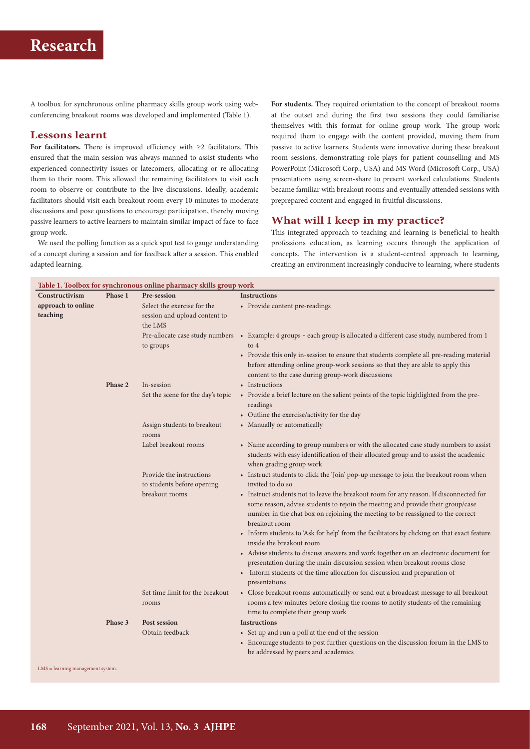A toolbox for synchronous online pharmacy skills group work using web-conferencing breakout rooms was developed and implemented (Table 1).

## Lessons learnt

**For facilitators.** There is improved efficiency with ≥2 facilitators. This ensured that the main session was always manned to assist students who experienced connectivity issues or latecomers, allocating or re-allocating them to their room. This allowed the remaining facilitators to visit each room to observe or contribute to the live discussions. Ideally, academic facilitators should visit each breakout room every 10 minutes to moderate discussions and pose questions to encourage participation, thereby moving passive learners to active learners to maintain similar impact of face-to-face group work.

We used the polling function as a quick spot test to gauge understanding of a concept during a session and for feedback after a session. This enabled adapted learning.

**For students.** They required orientation to the concept of breakout rooms at the outset and during the first two sessions they could familiarise themselves with this format for online group work. The group work required them to engage with the content provided, moving them from passive to active learners. Students were innovative during these breakout room sessions, demonstrating role-plays for patient counselling and MS PowerPoint (Microsoft Corp., USA) and MS Word (Microsoft Corp., USA) presentations using screen-share to present worked calculations. Students became familiar with breakout rooms and eventually attended sessions with preprepared content and engaged in fruitful discussions.

## What will I keep in my practice?

This integrated approach to teaching and learning is beneficial to health professions education, as learning occurs through the application of concepts. The intervention is a student-centred approach to learning, creating an environment increasingly conducive to learning, where students

**Table 1. Toolbox for synchronous online pharmacy skills group work**

| Constructivism approach to online teaching | Phase | Step | Instructions |
|---|---|---|---|
| | Phase 1 | **Pre-session** | |
| | | Select the exercise for the session and upload content to the LMS | • Provide content pre-readings |
| | | Pre-allocate case study numbers to groups | • Example: 4 groups - each group is allocated a different case study, numbered from 1 to 4<br>• Provide this only in-session to ensure that students complete all pre-reading material before attending online group-work sessions so that they are able to apply this content to the case during group-work discussions |
| | Phase 2 | In-session | • Instructions |
| | | Set the scene for the day's topic | • Provide a brief lecture on the salient points of the topic highlighted from the pre-readings<br>• Outline the exercise/activity for the day |
| | | Assign students to breakout rooms | • Manually or automatically |
| | | Label breakout rooms | • Name according to group numbers or with the allocated case study numbers to assist students with easy identification of their allocated group and to assist the academic when grading group work |
| | | Provide the instructions to students before opening breakout rooms | • Instruct students to click the 'Join' pop-up message to join the breakout room when invited to do so<br>• Instruct students not to leave the breakout room for any reason. If disconnected for some reason, advise students to rejoin the meeting and provide their group/case number in the chat box on rejoining the meeting to be reassigned to the correct breakout room<br>• Inform students to 'Ask for help' from the facilitators by clicking on that exact feature inside the breakout room<br>• Advise students to discuss answers and work together on an electronic document for presentation during the main discussion session when breakout rooms close<br>• Inform students of the time allocation for discussion and preparation of presentations |
| | | Set time limit for the breakout rooms | • Close breakout rooms automatically or send out a broadcast message to all breakout rooms a few minutes before closing the rooms to notify students of the remaining time to complete their group work |
| | Phase 3 | **Post session** | **Instructions** |
| | | Obtain feedback | • Set up and run a poll at the end of the session<br>• Encourage students to post further questions on the discussion forum in the LMS to be addressed by peers and academics |

LMS = learning management system.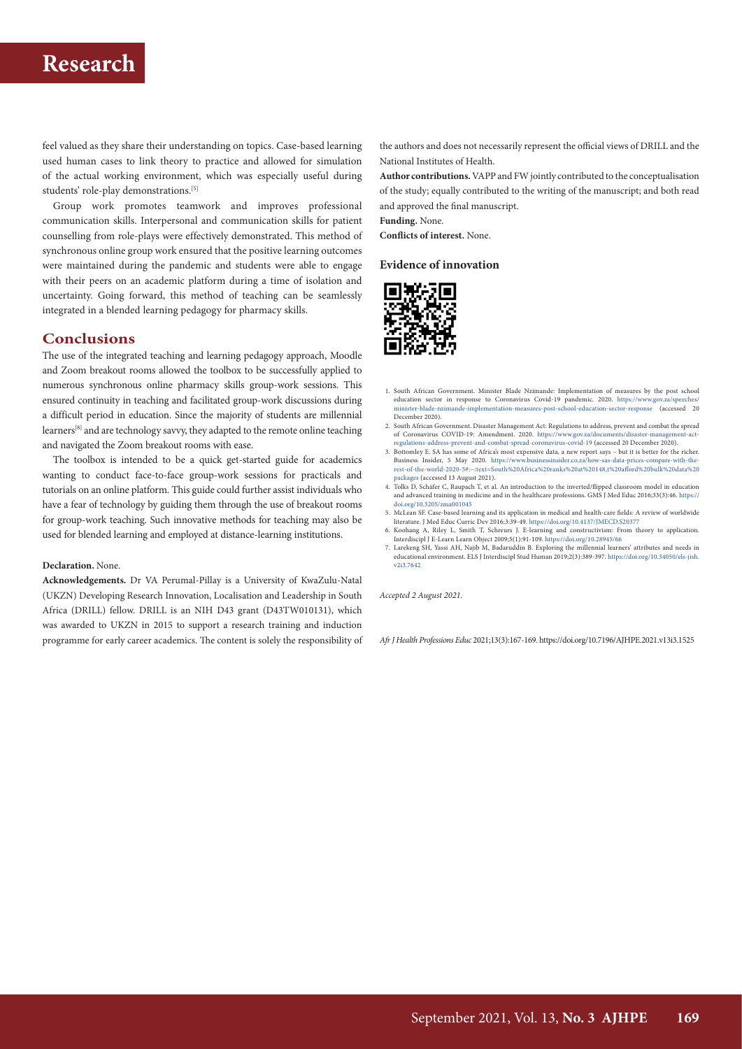feel valued as they share their understanding on topics. Case-based learning used human cases to link theory to practice and allowed for simulation of the actual working environment, which was especially useful during students' role-play demonstrations.[5]

Group work promotes teamwork and improves professional communication skills. Interpersonal and communication skills for patient counselling from role-plays were effectively demonstrated. This method of synchronous online group work ensured that the positive learning outcomes were maintained during the pandemic and students were able to engage with their peers on an academic platform during a time of isolation and uncertainty. Going forward, this method of teaching can be seamlessly integrated in a blended learning pedagogy for pharmacy skills.

## Conclusions

The use of the integrated teaching and learning pedagogy approach, Moodle and Zoom breakout rooms allowed the toolbox to be successfully applied to numerous synchronous online pharmacy skills group-work sessions. This ensured continuity in teaching and facilitated group-work discussions during a difficult period in education. Since the majority of students are millennial learners[8] and are technology savvy, they adapted to the remote online teaching and navigated the Zoom breakout rooms with ease.

The toolbox is intended to be a quick get-started guide for academics wanting to conduct face-to-face group-work sessions for practicals and tutorials on an online platform. This guide could further assist individuals who have a fear of technology by guiding them through the use of breakout rooms for group-work teaching. Such innovative methods for teaching may also be used for blended learning and employed at distance-learning institutions.

**Declaration.** None.

**Acknowledgements.** Dr VA Perumal-Pillay is a University of KwaZulu-Natal (UKZN) Developing Research Innovation, Localisation and Leadership in South Africa (DRILL) fellow. DRILL is an NIH D43 grant (D43TW010131), which was awarded to UKZN in 2015 to support a research training and induction programme for early career academics. The content is solely the responsibility of the authors and does not necessarily represent the official views of DRILL and the National Institutes of Health.

**Author contributions.** VAPP and FW jointly contributed to the conceptualisation of the study; equally contributed to the writing of the manuscript; and both read and approved the final manuscript.

**Funding.** None.

**Conflicts of interest.** None.

### Evidence of innovation

1. South African Government. Minister Blade Nzimande: Implementation of measures by the post school education sector in response to Coronavirus Covid-19 pandemic. 2020. https://www.gov.za/speeches/minister-blade-nzimande-implementation-measures-post-school-education-sector-response (accessed 20 December 2020).
2. South African Government. Disaster Management Act: Regulations to address, prevent and combat the spread of Coronavirus COVID-19: Amendment. 2020. https://www.gov.za/documents/disaster-management-act-regulations-address-prevent-and-combat-spread-coronavirus-covid-19 (accessed 20 December 2020).
3. Bottomley E. SA has some of Africa's most expensive data, a new report says – but it is better for the richer. Business Insider, 5 May 2020. https://www.businessinsider.co.za/how-sas-data-prices-compare-with-the-rest-of-the-world-2020-5#:~:text=South%20Africa%20ranks%20at%20148,t%20afford%20bulk%20data%20packages (accessed 13 August 2021).
4. Tolks D, Schäfer C, Raupach T, et al. An introduction to the inverted/flipped classroom model in education and advanced training in medicine and in the healthcare professions. GMS J Med Educ 2016;33(3):46. https://doi.org/10.3205/zma001045
5. McLean SF. Case-based learning and its application in medical and health-care fields: A review of worldwide literature. J Med Educ Curric Dev 2016;3:39-49. https://doi.org/10.4137/JMECD.S20377
6. Koohang A, Riley L, Smith T, Schreurs J. E-learning and constructivism: From theory to application. Interdiscipl J E-Learn Learn Object 2009;5(1):91-109. https://doi.org/10.28945/66
7. Larekeng SH, Yassi AH, Najib M, Badaruddin B. Exploring the millennial learners' attributes and needs in educational environment. ELS J Interdiscipl Stud Human 2019;2(3):389-397. https://doi.org/10.34050/els-jish.v2i3.7642

*Accepted 2 August 2021.*

*Afr J Health Professions Educ* 2021;13(3):167-169. https://doi.org/10.7196/AJHPE.2021.v13i3.1525